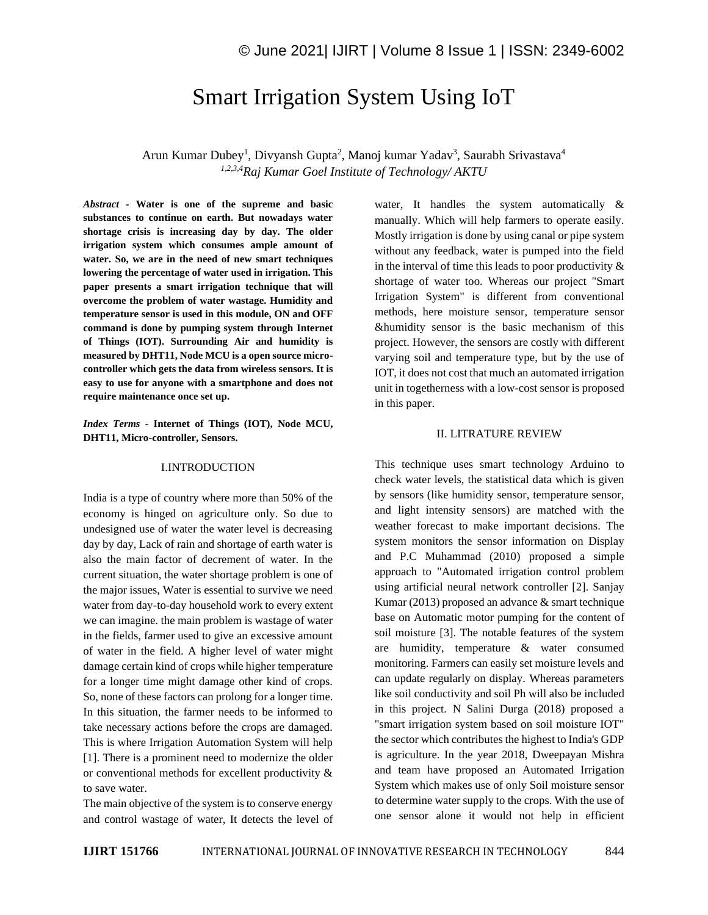# Smart Irrigation System Using IoT

Arun Kumar Dubey[1], Divyansh Gupta[2], Manoj kumar Yadav[3], Saurabh Srivastava[4]

*[1,2,3,4]Raj Kumar Goel Institute of Technology/ AKTU*

***Abstract* - Water is one of the supreme and basic substances to continue on earth. But nowadays water shortage crisis is increasing day by day. The older irrigation system which consumes ample amount of water. So, we are in the need of new smart techniques lowering the percentage of water used in irrigation. This paper presents a smart irrigation technique that will overcome the problem of water wastage. Humidity and temperature sensor is used in this module, ON and OFF command is done by pumping system through Internet of Things (IOT). Surrounding Air and humidity is measured by DHT11, Node MCU is a open source micro-controller which gets the data from wireless sensors. It is easy to use for anyone with a smartphone and does not require maintenance once set up.**

***Index Terms* - Internet of Things (IOT), Node MCU, DHT11, Micro-controller, Sensors.**

## I.INTRODUCTION

India is a type of country where more than 50% of the economy is hinged on agriculture only. So due to undesigned use of water the water level is decreasing day by day, Lack of rain and shortage of earth water is also the main factor of decrement of water. In the current situation, the water shortage problem is one of the major issues, Water is essential to survive we need water from day-to-day household work to every extent we can imagine. the main problem is wastage of water in the fields, farmer used to give an excessive amount of water in the field. A higher level of water might damage certain kind of crops while higher temperature for a longer time might damage other kind of crops. So, none of these factors can prolong for a longer time. In this situation, the farmer needs to be informed to take necessary actions before the crops are damaged. This is where Irrigation Automation System will help [1]. There is a prominent need to modernize the older or conventional methods for excellent productivity & to save water.

The main objective of the system is to conserve energy and control wastage of water, It detects the level of water, It handles the system automatically & manually. Which will help farmers to operate easily. Mostly irrigation is done by using canal or pipe system without any feedback, water is pumped into the field in the interval of time this leads to poor productivity & shortage of water too. Whereas our project "Smart Irrigation System" is different from conventional methods, here moisture sensor, temperature sensor &humidity sensor is the basic mechanism of this project. However, the sensors are costly with different varying soil and temperature type, but by the use of IOT, it does not cost that much an automated irrigation unit in togetherness with a low-cost sensor is proposed in this paper.

## II. LITRATURE REVIEW

This technique uses smart technology Arduino to check water levels, the statistical data which is given by sensors (like humidity sensor, temperature sensor, and light intensity sensors) are matched with the weather forecast to make important decisions. The system monitors the sensor information on Display and P.C Muhammad (2010) proposed a simple approach to "Automated irrigation control problem using artificial neural network controller [2]. Sanjay Kumar (2013) proposed an advance & smart technique base on Automatic motor pumping for the content of soil moisture [3]. The notable features of the system are humidity, temperature & water consumed monitoring. Farmers can easily set moisture levels and can update regularly on display. Whereas parameters like soil conductivity and soil Ph will also be included in this project. N Salini Durga (2018) proposed a "smart irrigation system based on soil moisture IOT" the sector which contributes the highest to India's GDP is agriculture. In the year 2018, Dweepayan Mishra and team have proposed an Automated Irrigation System which makes use of only Soil moisture sensor to determine water supply to the crops. With the use of one sensor alone it would not help in efficient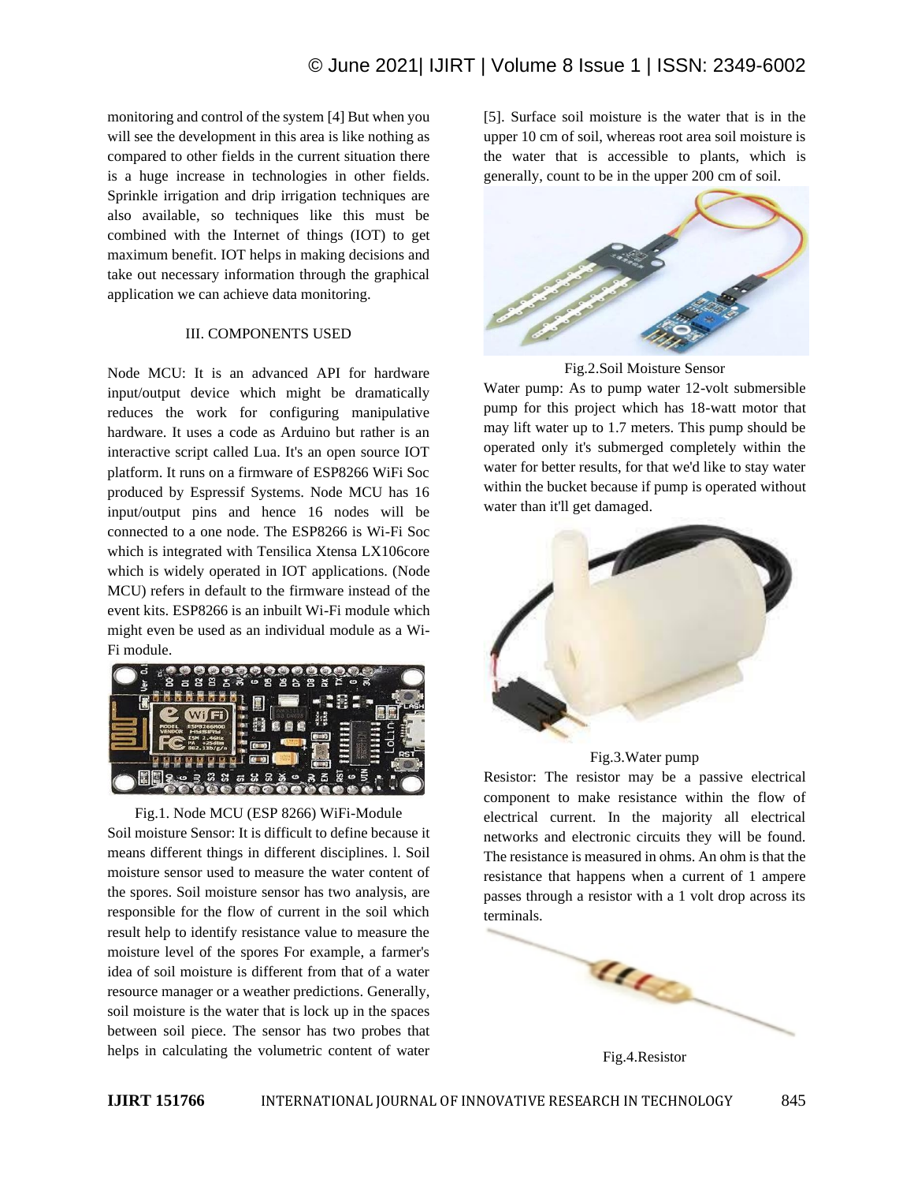monitoring and control of the system [4] But when you will see the development in this area is like nothing as compared to other fields in the current situation there is a huge increase in technologies in other fields. Sprinkle irrigation and drip irrigation techniques are also available, so techniques like this must be combined with the Internet of things (IOT) to get maximum benefit. IOT helps in making decisions and take out necessary information through the graphical application we can achieve data monitoring.

## III. COMPONENTS USED

Node MCU: It is an advanced API for hardware input/output device which might be dramatically reduces the work for configuring manipulative hardware. It uses a code as Arduino but rather is an interactive script called Lua. It's an open source IOT platform. It runs on a firmware of ESP8266 WiFi Soc produced by Espressif Systems. Node MCU has 16 input/output pins and hence 16 nodes will be connected to a one node. The ESP8266 is Wi-Fi Soc which is integrated with Tensilica Xtensa LX106core which is widely operated in IOT applications. (Node MCU) refers in default to the firmware instead of the event kits. ESP8266 is an inbuilt Wi-Fi module which might even be used as an individual module as a Wi-Fi module.

Fig.1. Node MCU (ESP 8266) WiFi-Module

Soil moisture Sensor: It is difficult to define because it means different things in different disciplines. l. Soil moisture sensor used to measure the water content of the spores. Soil moisture sensor has two analysis, are responsible for the flow of current in the soil which result help to identify resistance value to measure the moisture level of the spores For example, a farmer's idea of soil moisture is different from that of a water resource manager or a weather predictions. Generally, soil moisture is the water that is lock up in the spaces between soil piece. The sensor has two probes that helps in calculating the volumetric content of water [5]. Surface soil moisture is the water that is in the upper 10 cm of soil, whereas root area soil moisture is the water that is accessible to plants, which is generally, count to be in the upper 200 cm of soil.

Fig.2.Soil Moisture Sensor

Water pump: As to pump water 12-volt submersible pump for this project which has 18-watt motor that may lift water up to 1.7 meters. This pump should be operated only it's submerged completely within the water for better results, for that we'd like to stay water within the bucket because if pump is operated without water than it'll get damaged.

Fig.3.Water pump

Resistor: The resistor may be a passive electrical component to make resistance within the flow of electrical current. In the majority all electrical networks and electronic circuits they will be found. The resistance is measured in ohms. An ohm is that the resistance that happens when a current of 1 ampere passes through a resistor with a 1 volt drop across its terminals.

Fig.4.Resistor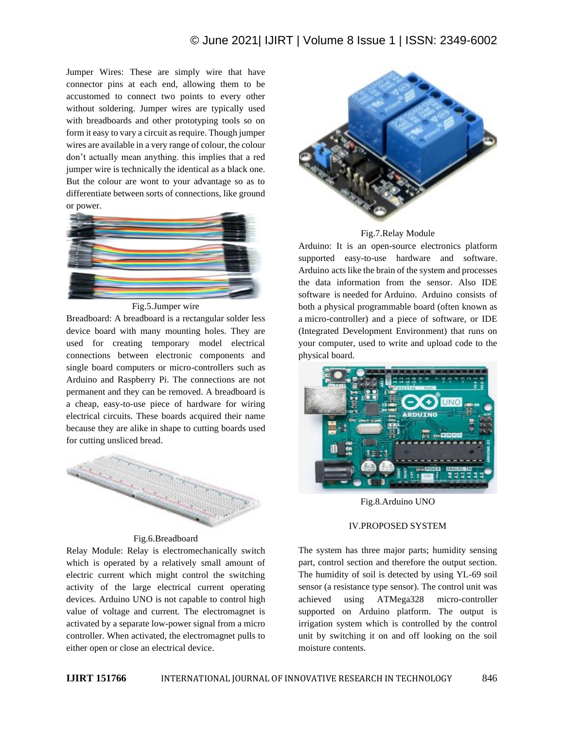Jumper Wires: These are simply wire that have connector pins at each end, allowing them to be accustomed to connect two points to every other without soldering. Jumper wires are typically used with breadboards and other prototyping tools so on form it easy to vary a circuit as require. Though jumper wires are available in a very range of colour, the colour don't actually mean anything. this implies that a red jumper wire is technically the identical as a black one. But the colour are wont to your advantage so as to differentiate between sorts of connections, like ground or power.

Fig.5.Jumper wire

Breadboard: A breadboard is a rectangular solder less device board with many mounting holes. They are used for creating temporary model electrical connections between electronic components and single board computers or micro-controllers such as Arduino and Raspberry Pi. The connections are not permanent and they can be removed. A breadboard is a cheap, easy-to-use piece of hardware for wiring electrical circuits. These boards acquired their name because they are alike in shape to cutting boards used for cutting unsliced bread.

Fig.6.Breadboard

Relay Module: Relay is electromechanically switch which is operated by a relatively small amount of electric current which might control the switching activity of the large electrical current operating devices. Arduino UNO is not capable to control high value of voltage and current. The electromagnet is activated by a separate low-power signal from a micro controller. When activated, the electromagnet pulls to either open or close an electrical device.

Fig.7.Relay Module

Arduino: It is an open-source electronics platform supported easy-to-use hardware and software. Arduino acts like the brain of the system and processes the data information from the sensor. Also IDE software is needed for Arduino. Arduino consists of both a physical programmable board (often known as a micro-controller) and a piece of software, or IDE (Integrated Development Environment) that runs on your computer, used to write and upload code to the physical board.

Fig.8.Arduino UNO

## IV.PROPOSED SYSTEM

The system has three major parts; humidity sensing part, control section and therefore the output section. The humidity of soil is detected by using YL-69 soil sensor (a resistance type sensor). The control unit was achieved using ATMega328 micro-controller supported on Arduino platform. The output is irrigation system which is controlled by the control unit by switching it on and off looking on the soil moisture contents.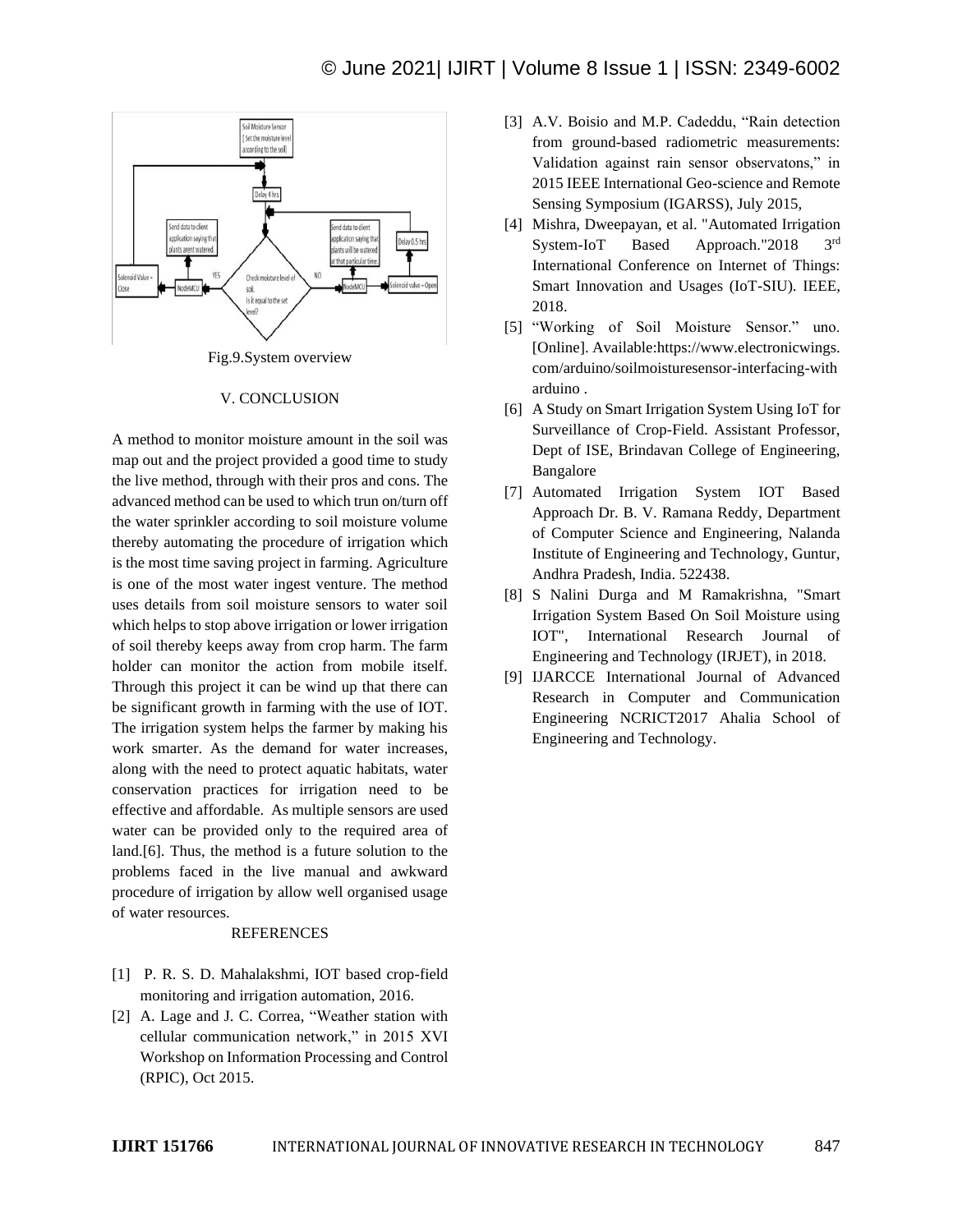Soil Moisture Sensor
[ Set the moisture level according to the soil]

Delay 4 hrs

Send data to client application saying that plants arent watered.

Send data to client application saying that plants will be watered at that particular time.

Delay 0.5 hrs

Solenoid Valve = Close

NodeMCU

YES

Check moisture level of soil.
Is it equal to the set level?

NO

NodeMCU

Solenoid valve = Open

Fig.9.System overview

## V. CONCLUSION

A method to monitor moisture amount in the soil was map out and the project provided a good time to study the live method, through with their pros and cons. The advanced method can be used to which trun on/turn off the water sprinkler according to soil moisture volume thereby automating the procedure of irrigation which is the most time saving project in farming. Agriculture is one of the most water ingest venture. The method uses details from soil moisture sensors to water soil which helps to stop above irrigation or lower irrigation of soil thereby keeps away from crop harm. The farm holder can monitor the action from mobile itself. Through this project it can be wind up that there can be significant growth in farming with the use of IOT. The irrigation system helps the farmer by making his work smarter. As the demand for water increases, along with the need to protect aquatic habitats, water conservation practices for irrigation need to be effective and affordable. As multiple sensors are used water can be provided only to the required area of land.[6]. Thus, the method is a future solution to the problems faced in the live manual and awkward procedure of irrigation by allow well organised usage of water resources.

## REFERENCES

[1] P. R. S. D. Mahalakshmi, IOT based crop-field monitoring and irrigation automation, 2016.

[2] A. Lage and J. C. Correa, "Weather station with cellular communication network," in 2015 XVI Workshop on Information Processing and Control (RPIC), Oct 2015.

[3] A.V. Boisio and M.P. Cadeddu, "Rain detection from ground-based radiometric measurements: Validation against rain sensor observatons," in 2015 IEEE International Geo-science and Remote Sensing Symposium (IGARSS), July 2015,

[4] Mishra, Dweepayan, et al. "Automated Irrigation System-IoT Based Approach."2018 3rd International Conference on Internet of Things: Smart Innovation and Usages (IoT-SIU). IEEE, 2018.

[5] "Working of Soil Moisture Sensor." uno. [Online]. Available:https://www.electronicwings.com/arduino/soilmoisturesensor-interfacing-with arduino .

[6] A Study on Smart Irrigation System Using IoT for Surveillance of Crop-Field. Assistant Professor, Dept of ISE, Brindavan College of Engineering, Bangalore

[7] Automated Irrigation System IOT Based Approach Dr. B. V. Ramana Reddy, Department of Computer Science and Engineering, Nalanda Institute of Engineering and Technology, Guntur, Andhra Pradesh, India. 522438.

[8] S Nalini Durga and M Ramakrishna, "Smart Irrigation System Based On Soil Moisture using IOT", International Research Journal of Engineering and Technology (IRJET), in 2018.

[9] IJARCCE International Journal of Advanced Research in Computer and Communication Engineering NCRICT2017 Ahalia School of Engineering and Technology.